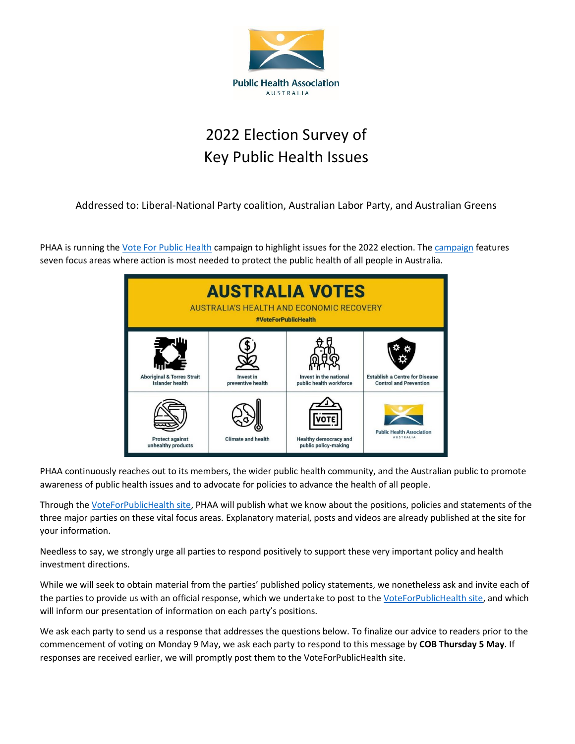# 2022 Election Survey of Key Public Health Issues

Addressed to: Liberal-National Party coalition, Australian Labor Party, and Australian Greens

PHAA is running the Vote For Public Health campaign to highlight issues for the 2022 election. The campaign features seven focus areas where action is most needed to protect the public health of all people in Australia.

PHAA continuously reaches out to its members, the wider public health community, and the Australian public to promote awareness of public health issues and to advocate for policies to advance the health of all people.

Through the VoteForPublicHealth site, PHAA will publish what we know about the positions, policies and statements of the three major parties on these vital focus areas. Explanatory material, posts and videos are already published at the site for your information.

Needless to say, we strongly urge all parties to respond positively to support these very important policy and health investment directions.

While we will seek to obtain material from the parties' published policy statements, we nonetheless ask and invite each of the parties to provide us with an official response, which we undertake to post to the VoteForPublicHealth site, and which will inform our presentation of information on each party's positions.

We ask each party to send us a response that addresses the questions below. To finalize our advice to readers prior to the commencement of voting on Monday 9 May, we ask each party to respond to this message by **COB Thursday 5 May**. If responses are received earlier, we will promptly post them to the VoteForPublicHealth site.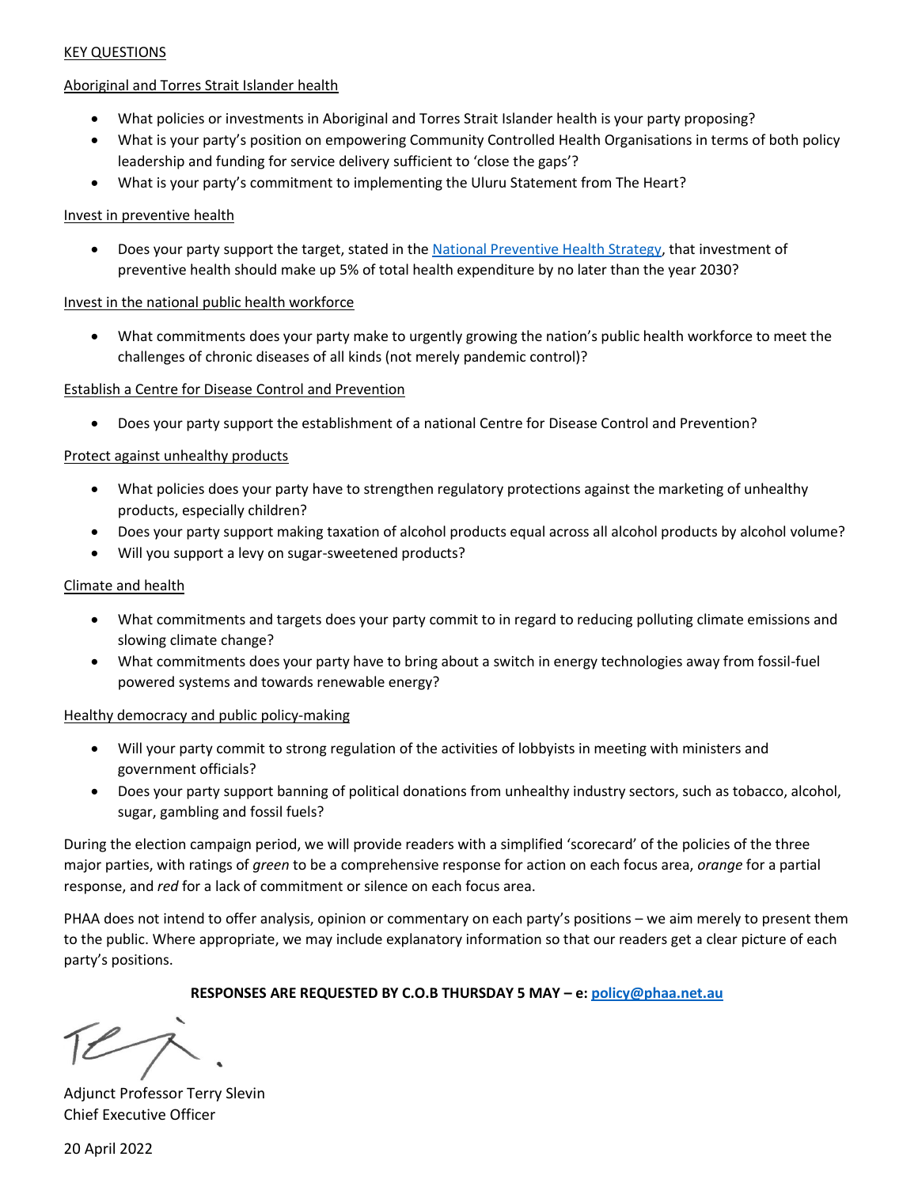KEY QUESTIONS

Aboriginal and Torres Strait Islander health

- What policies or investments in Aboriginal and Torres Strait Islander health is your party proposing?
- What is your party's position on empowering Community Controlled Health Organisations in terms of both policy leadership and funding for service delivery sufficient to 'close the gaps'?
- What is your party's commitment to implementing the Uluru Statement from The Heart?

Invest in preventive health

- Does your party support the target, stated in the [National Preventive Health Strategy](), that investment of preventive health should make up 5% of total health expenditure by no later than the year 2030?

Invest in the national public health workforce

- What commitments does your party make to urgently growing the nation's public health workforce to meet the challenges of chronic diseases of all kinds (not merely pandemic control)?

Establish a Centre for Disease Control and Prevention

- Does your party support the establishment of a national Centre for Disease Control and Prevention?

Protect against unhealthy products

- What policies does your party have to strengthen regulatory protections against the marketing of unhealthy products, especially children?
- Does your party support making taxation of alcohol products equal across all alcohol products by alcohol volume?
- Will you support a levy on sugar-sweetened products?

Climate and health

- What commitments and targets does your party commit to in regard to reducing polluting climate emissions and slowing climate change?
- What commitments does your party have to bring about a switch in energy technologies away from fossil-fuel powered systems and towards renewable energy?

Healthy democracy and public policy-making

- Will your party commit to strong regulation of the activities of lobbyists in meeting with ministers and government officials?
- Does your party support banning of political donations from unhealthy industry sectors, such as tobacco, alcohol, sugar, gambling and fossil fuels?

During the election campaign period, we will provide readers with a simplified 'scorecard' of the policies of the three major parties, with ratings of *green* to be a comprehensive response for action on each focus area, *orange* for a partial response, and *red* for a lack of commitment or silence on each focus area.

PHAA does not intend to offer analysis, opinion or commentary on each party's positions – we aim merely to present them to the public. Where appropriate, we may include explanatory information so that our readers get a clear picture of each party's positions.

**RESPONSES ARE REQUESTED BY C.O.B THURSDAY 5 MAY – e: policy@phaa.net.au**

Adjunct Professor Terry Slevin
Chief Executive Officer

20 April 2022